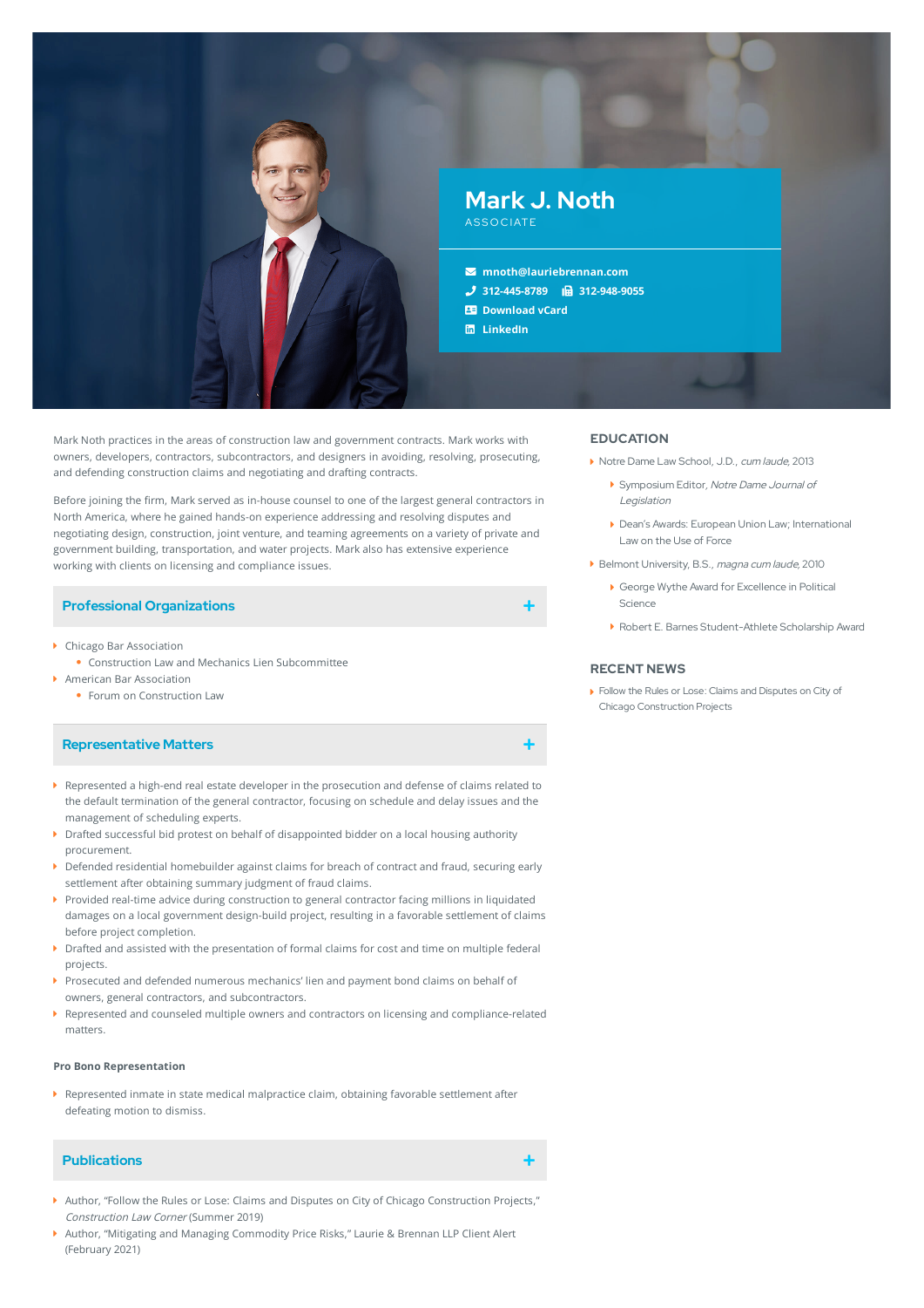# Mark J. Noth

ASSOCIATE

mnoth@lauriebrennan.com
312-445-8789 312-948-9055
Download vCard
LinkedIn

Mark Noth practices in the areas of construction law and government contracts. Mark works with owners, developers, contractors, subcontractors, and designers in avoiding, resolving, prosecuting, and defending construction claims and negotiating and drafting contracts.

Before joining the firm, Mark served as in-house counsel to one of the largest general contractors in North America, where he gained hands-on experience addressing and resolving disputes and negotiating design, construction, joint venture, and teaming agreements on a variety of private and government building, transportation, and water projects. Mark also has extensive experience working with clients on licensing and compliance issues.

## Professional Organizations

- Chicago Bar Association
  - Construction Law and Mechanics Lien Subcommittee
- American Bar Association
  - Forum on Construction Law

## Representative Matters

- Represented a high-end real estate developer in the prosecution and defense of claims related to the default termination of the general contractor, focusing on schedule and delay issues and the management of scheduling experts.
- Drafted successful bid protest on behalf of disappointed bidder on a local housing authority procurement.
- Defended residential homebuilder against claims for breach of contract and fraud, securing early settlement after obtaining summary judgment of fraud claims.
- Provided real-time advice during construction to general contractor facing millions in liquidated damages on a local government design-build project, resulting in a favorable settlement of claims before project completion.
- Drafted and assisted with the presentation of formal claims for cost and time on multiple federal projects.
- Prosecuted and defended numerous mechanics' lien and payment bond claims on behalf of owners, general contractors, and subcontractors.
- Represented and counseled multiple owners and contractors on licensing and compliance-related matters.

**Pro Bono Representation**

- Represented inmate in state medical malpractice claim, obtaining favorable settlement after defeating motion to dismiss.

## Publications

- Author, "Follow the Rules or Lose: Claims and Disputes on City of Chicago Construction Projects," *Construction Law Corner* (Summer 2019)
- Author, "Mitigating and Managing Commodity Price Risks," Laurie & Brennan LLP Client Alert (February 2021)

## EDUCATION

- Notre Dame Law School, J.D., *cum laude*, 2013
  - Symposium Editor, *Notre Dame Journal of Legislation*
  - Dean's Awards: European Union Law; International Law on the Use of Force
- Belmont University, B.S., *magna cum laude*, 2010
  - George Wythe Award for Excellence in Political Science
  - Robert E. Barnes Student-Athlete Scholarship Award

## RECENT NEWS

- Follow the Rules or Lose: Claims and Disputes on City of Chicago Construction Projects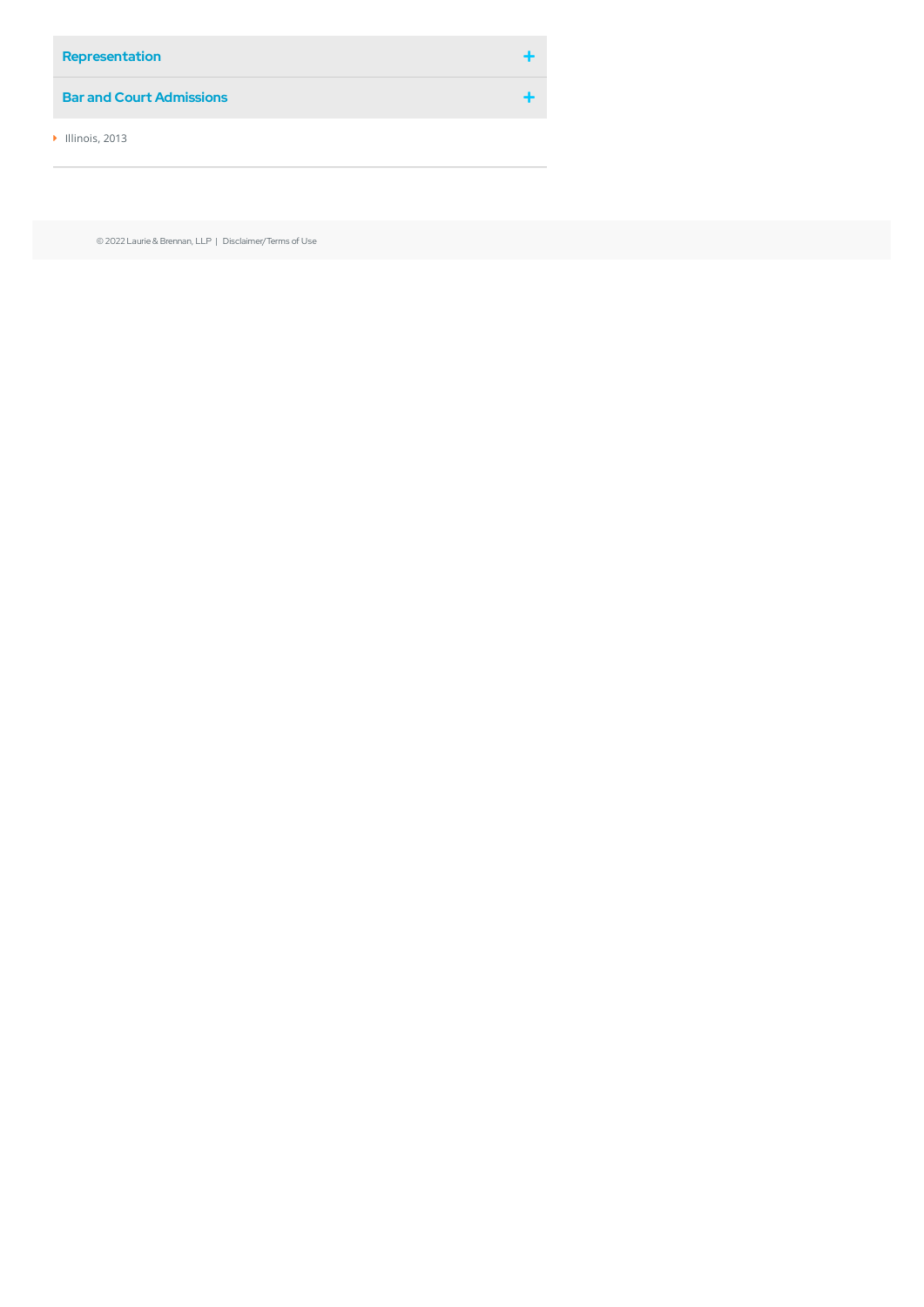## Representation

## Bar and Court Admissions

- Illinois, 2013

© 2022 Laurie & Brennan, LLP | Disclaimer/Terms of Use